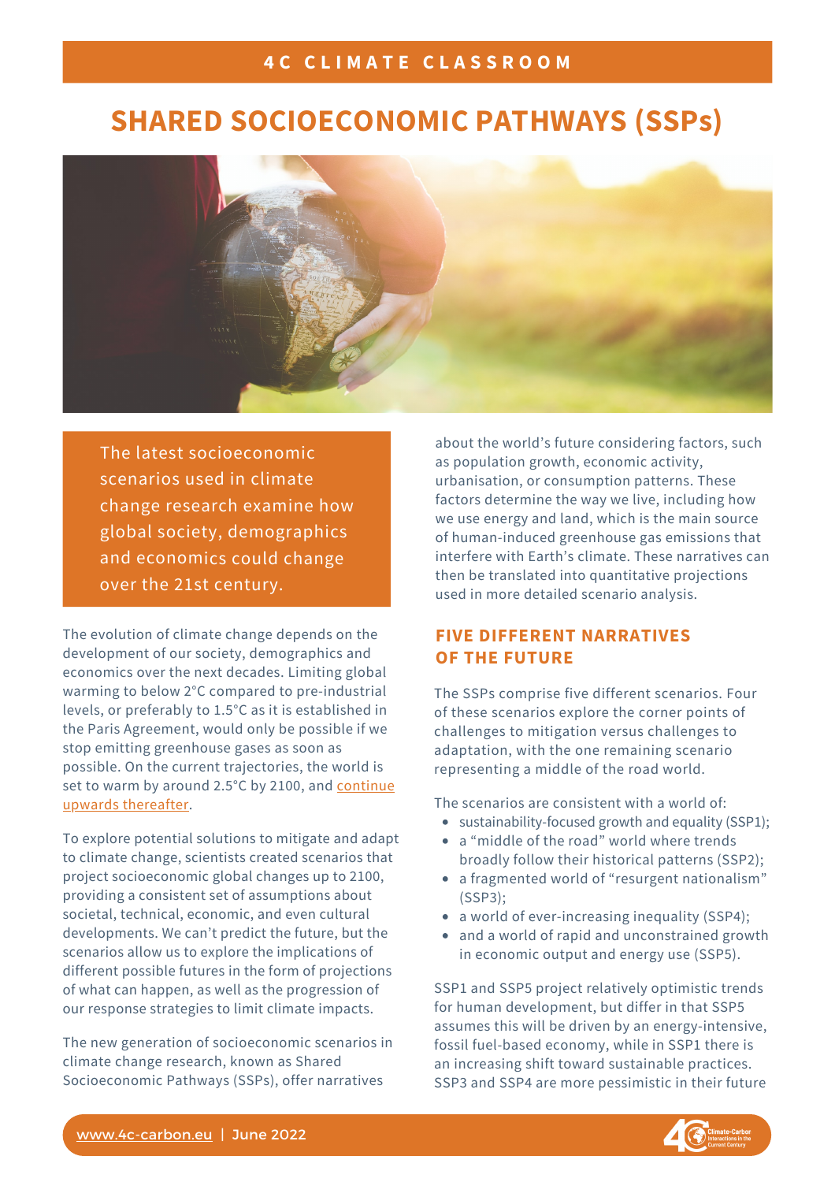4C CLIMATE CLASSROOM

# SHARED SOCIOECONOMIC PATHWAYS (SSPs)

The latest socioeconomic scenarios used in climate change research examine how global society, demographics and economics could change over the 21st century.

The evolution of climate change depends on the development of our society, demographics and economics over the next decades. Limiting global warming to below 2°C compared to pre-industrial levels, or preferably to 1.5°C as it is established in the Paris Agreement, would only be possible if we stop emitting greenhouse gases as soon as possible. On the current trajectories, the world is set to warm by around 2.5°C by 2100, and continue upwards thereafter.

To explore potential solutions to mitigate and adapt to climate change, scientists created scenarios that project socioeconomic global changes up to 2100, providing a consistent set of assumptions about societal, technical, economic, and even cultural developments. We can't predict the future, but the scenarios allow us to explore the implications of different possible futures in the form of projections of what can happen, as well as the progression of our response strategies to limit climate impacts.

The new generation of socioeconomic scenarios in climate change research, known as Shared Socioeconomic Pathways (SSPs), offer narratives about the world's future considering factors, such as population growth, economic activity, urbanisation, or consumption patterns. These factors determine the way we live, including how we use energy and land, which is the main source of human-induced greenhouse gas emissions that interfere with Earth's climate. These narratives can then be translated into quantitative projections used in more detailed scenario analysis.

## FIVE DIFFERENT NARRATIVES OF THE FUTURE

The SSPs comprise five different scenarios. Four of these scenarios explore the corner points of challenges to mitigation versus challenges to adaptation, with the one remaining scenario representing a middle of the road world.

The scenarios are consistent with a world of:

- sustainability-focused growth and equality (SSP1);
- a "middle of the road" world where trends broadly follow their historical patterns (SSP2);
- a fragmented world of "resurgent nationalism" (SSP3);
- a world of ever-increasing inequality (SSP4);
- and a world of rapid and unconstrained growth in economic output and energy use (SSP5).

SSP1 and SSP5 project relatively optimistic trends for human development, but differ in that SSP5 assumes this will be driven by an energy-intensive, fossil fuel-based economy, while in SSP1 there is an increasing shift toward sustainable practices. SSP3 and SSP4 are more pessimistic in their future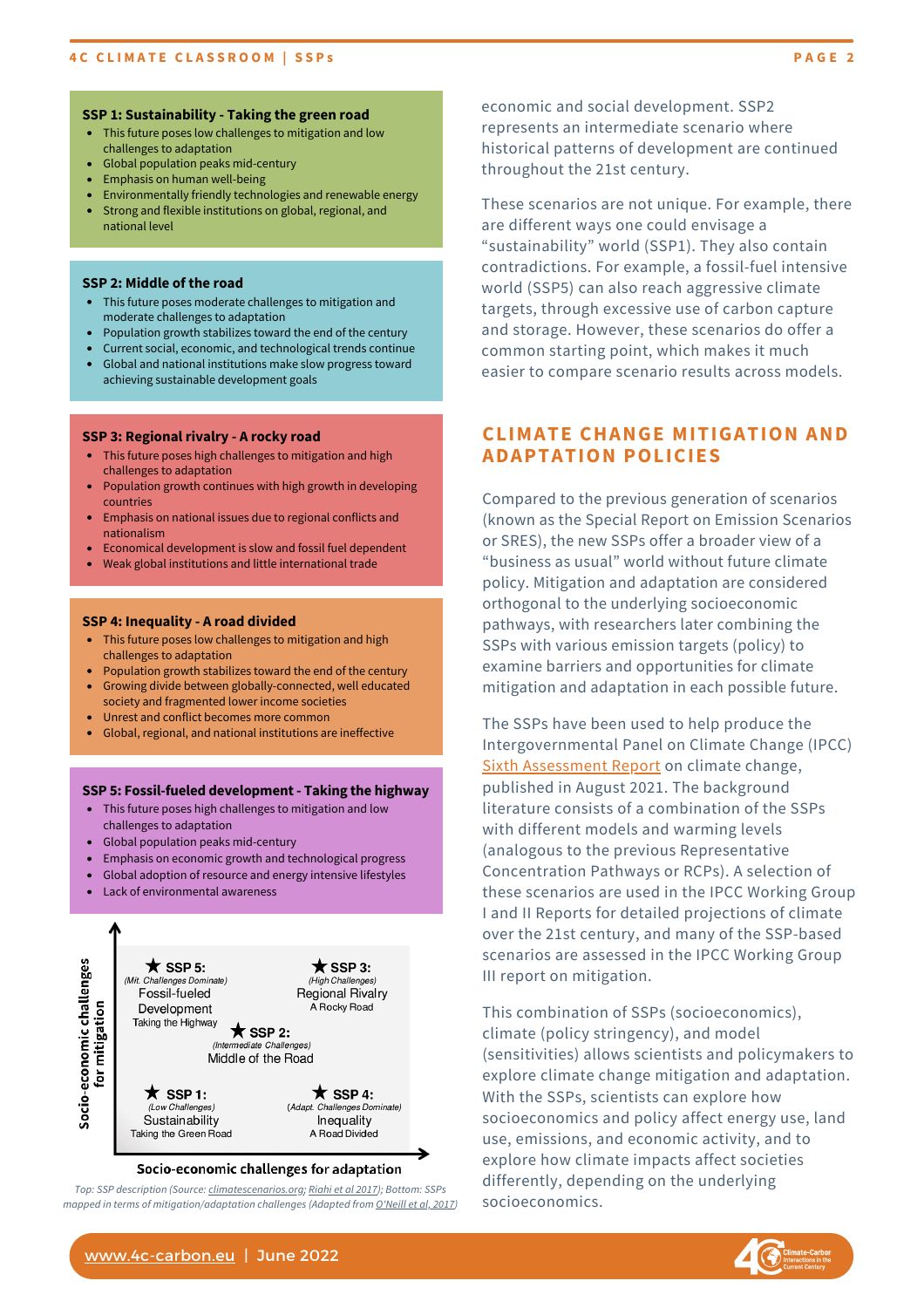**SSP 1: Sustainability - Taking the green road**

- This future poses low challenges to mitigation and low challenges to adaptation
- Global population peaks mid-century
- Emphasis on human well-being
- Environmentally friendly technologies and renewable energy
- Strong and flexible institutions on global, regional, and national level

**SSP 2: Middle of the road**

- This future poses moderate challenges to mitigation and moderate challenges to adaptation
- Population growth stabilizes toward the end of the century
- Current social, economic, and technological trends continue
- Global and national institutions make slow progress toward achieving sustainable development goals

**SSP 3: Regional rivalry - A rocky road**

- This future poses high challenges to mitigation and high challenges to adaptation
- Population growth continues with high growth in developing countries
- Emphasis on national issues due to regional conflicts and nationalism
- Economical development is slow and fossil fuel dependent
- Weak global institutions and little international trade

**SSP 4: Inequality - A road divided**

- This future poses low challenges to mitigation and high challenges to adaptation
- Population growth stabilizes toward the end of the century
- Growing divide between globally-connected, well educated society and fragmented lower income societies
- Unrest and conflict becomes more common
- Global, regional, and national institutions are ineffective

**SSP 5: Fossil-fueled development - Taking the highway**

- This future poses high challenges to mitigation and low challenges to adaptation
- Global population peaks mid-century
- Emphasis on economic growth and technological progress
- Global adoption of resource and energy intensive lifestyles
- Lack of environmental awareness

Socio-economic challenges for mitigation

★ SSP 5: (Mit. Challenges Dominate) Fossil-fueled Development Taking the Highway

★ SSP 3: (High Challenges) Regional Rivalry A Rocky Road

★ SSP 2: (Intermediate Challenges) Middle of the Road

★ SSP 1: (Low Challenges) Sustainability Taking the Green Road

★ SSP 4: (Adapt. Challenges Dominate) Inequality A Road Divided

Socio-economic challenges for adaptation

*Top: SSP description (Source: climatescenarios.org; Riahi et al 2017); Bottom: SSPs mapped in terms of mitigation/adaptation challenges (Adapted from O'Neill et al, 2017)*

economic and social development. SSP2 represents an intermediate scenario where historical patterns of development are continued throughout the 21st century.

These scenarios are not unique. For example, there are different ways one could envisage a "sustainability" world (SSP1). They also contain contradictions. For example, a fossil-fuel intensive world (SSP5) can also reach aggressive climate targets, through excessive use of carbon capture and storage. However, these scenarios do offer a common starting point, which makes it much easier to compare scenario results across models.

## CLIMATE CHANGE MITIGATION AND ADAPTATION POLICIES

Compared to the previous generation of scenarios (known as the Special Report on Emission Scenarios or SRES), the new SSPs offer a broader view of a "business as usual" world without future climate policy. Mitigation and adaptation are considered orthogonal to the underlying socioeconomic pathways, with researchers later combining the SSPs with various emission targets (policy) to examine barriers and opportunities for climate mitigation and adaptation in each possible future.

The SSPs have been used to help produce the Intergovernmental Panel on Climate Change (IPCC) Sixth Assessment Report on climate change, published in August 2021. The background literature consists of a combination of the SSPs with different models and warming levels (analogous to the previous Representative Concentration Pathways or RCPs). A selection of these scenarios are used in the IPCC Working Group I and II Reports for detailed projections of climate over the 21st century, and many of the SSP-based scenarios are assessed in the IPCC Working Group III report on mitigation.

This combination of SSPs (socioeconomics), climate (policy stringency), and model (sensitivities) allows scientists and policymakers to explore climate change mitigation and adaptation. With the SSPs, scientists can explore how socioeconomics and policy affect energy use, land use, emissions, and economic activity, and to explore how climate impacts affect societies differently, depending on the underlying socioeconomics.